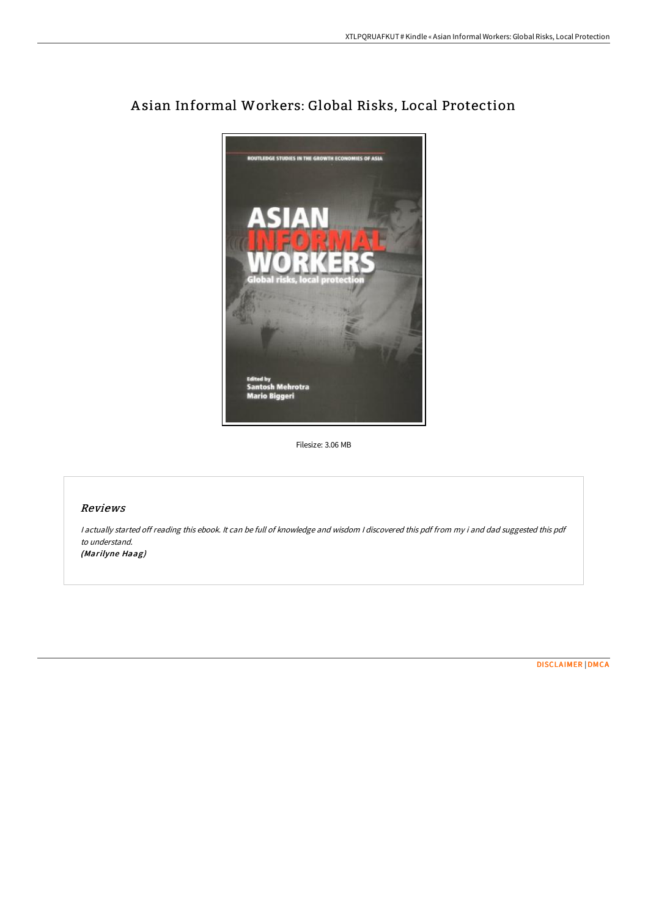# Asian Informal Workers: Global Risks, Local Protection

Filesize: 3.06 MB

## Reviews

*I actually started off reading this ebook. It can be full of knowledge and wisdom I discovered this pdf from my i and dad suggested this pdf to understand.*
***(Marilyne Haag)***

DISCLAIMER | DMCA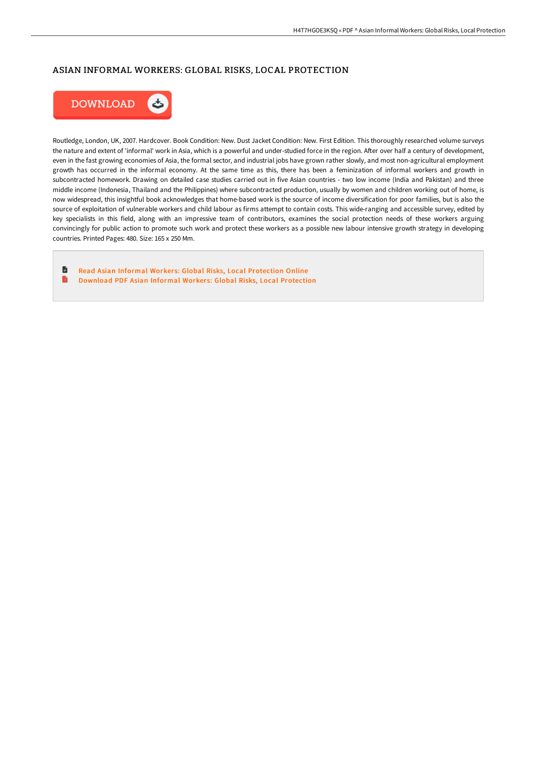# ASIAN INFORMAL WORKERS: GLOBAL RISKS, LOCAL PROTECTION

DOWNLOAD

Routledge, London, UK, 2007. Hardcover. Book Condition: New. Dust Jacket Condition: New. First Edition. This thoroughly researched volume surveys the nature and extent of 'informal' work in Asia, which is a powerful and under-studied force in the region. After over half a century of development, even in the fast growing economies of Asia, the formal sector, and industrial jobs have grown rather slowly, and most non-agricultural employment growth has occurred in the informal economy. At the same time as this, there has been a feminization of informal workers and growth in subcontracted homework. Drawing on detailed case studies carried out in five Asian countries - two low income (India and Pakistan) and three middle income (Indonesia, Thailand and the Philippines) where subcontracted production, usually by women and children working out of home, is now widespread, this insightful book acknowledges that home-based work is the source of income diversification for poor families, but is also the source of exploitation of vulnerable workers and child labour as firms attempt to contain costs. This wide-ranging and accessible survey, edited by key specialists in this field, along with an impressive team of contributors, examines the social protection needs of these workers arguing convincingly for public action to promote such work and protect these workers as a possible new labour intensive growth strategy in developing countries. Printed Pages: 480. Size: 165 x 250 Mm.

- Read Asian Informal Workers: Global Risks, Local Protection Online
- Download PDF Asian Informal Workers: Global Risks, Local Protection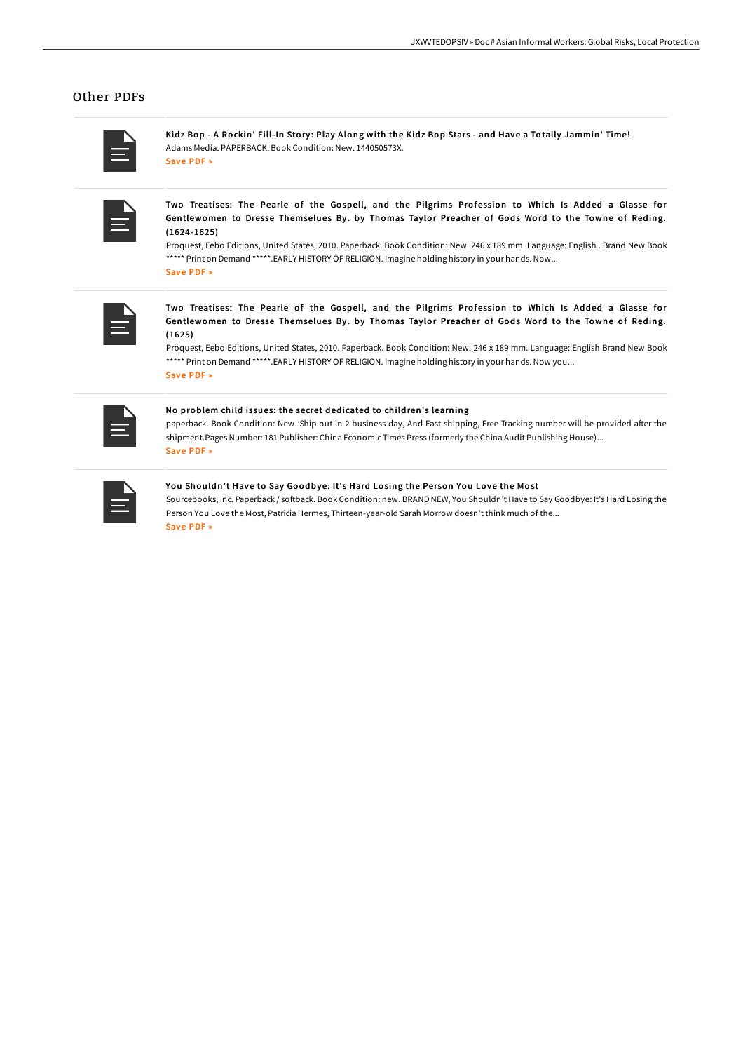## Other PDFs

**Kidz Bop - A Rockin' Fill-In Story: Play Along with the Kidz Bop Stars - and Have a Totally Jammin' Time!**
Adams Media. PAPERBACK. Book Condition: New. 144050573X.
Save PDF »

**Two Treatises: The Pearle of the Gospell, and the Pilgrims Profession to Which Is Added a Glasse for Gentlewomen to Dresse Themselues By. by Thomas Taylor Preacher of Gods Word to the Towne of Reding. (1624-1625)**
Proquest, Eebo Editions, United States, 2010. Paperback. Book Condition: New. 246 x 189 mm. Language: English . Brand New Book ***** Print on Demand *****.EARLY HISTORY OF RELIGION. Imagine holding history in your hands. Now...
Save PDF »

**Two Treatises: The Pearle of the Gospell, and the Pilgrims Profession to Which Is Added a Glasse for Gentlewomen to Dresse Themselues By. by Thomas Taylor Preacher of Gods Word to the Towne of Reding. (1625)**
Proquest, Eebo Editions, United States, 2010. Paperback. Book Condition: New. 246 x 189 mm. Language: English Brand New Book ***** Print on Demand *****.EARLY HISTORY OF RELIGION. Imagine holding history in your hands. Now you...
Save PDF »

**No problem child issues: the secret dedicated to children's learning**
paperback. Book Condition: New. Ship out in 2 business day, And Fast shipping, Free Tracking number will be provided after the shipment.Pages Number: 181 Publisher: China Economic Times Press (formerly the China Audit Publishing House)...
Save PDF »

**You Shouldn't Have to Say Goodbye: It's Hard Losing the Person You Love the Most**
Sourcebooks, Inc. Paperback / softback. Book Condition: new. BRAND NEW, You Shouldn't Have to Say Goodbye: It's Hard Losing the Person You Love the Most, Patricia Hermes, Thirteen-year-old Sarah Morrow doesn't think much of the...
Save PDF »